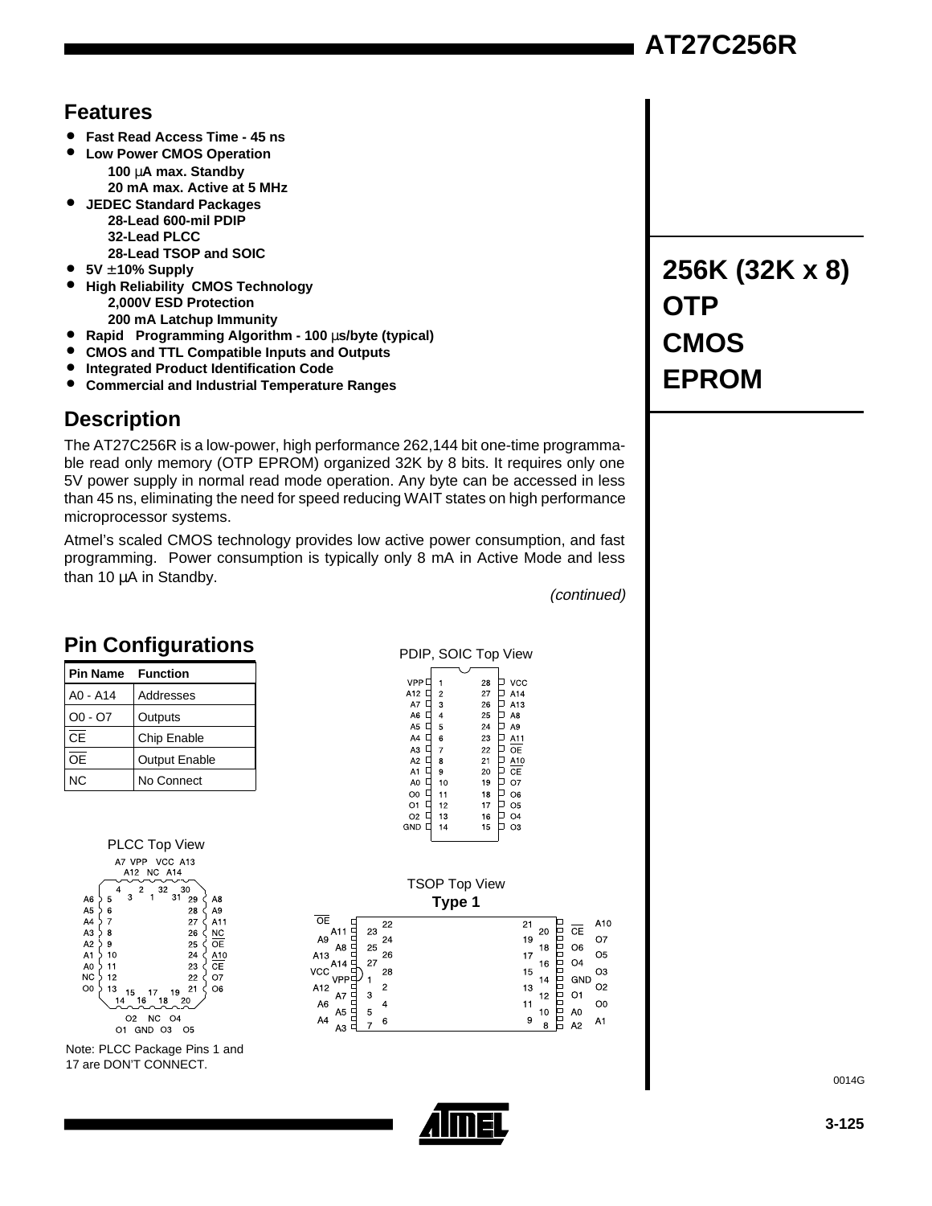# AT27C256R

## 256K (32K x 8) OTP CMOS EPROM

## Features

- **Fast Read Access Time - 45 ns**
- **Low Power CMOS Operation**
  - **100 µA max. Standby**
  - **20 mA max. Active at 5 MHz**
- **JEDEC Standard Packages**
  - **28-Lead 600-mil PDIP**
  - **32-Lead PLCC**
  - **28-Lead TSOP and SOIC**
- **5V ±10% Supply**
- **High Reliability CMOS Technology**
  - **2,000V ESD Protection**
  - **200 mA Latchup Immunity**
- **Rapid Programming Algorithm - 100 µs/byte (typical)**
- **CMOS and TTL Compatible Inputs and Outputs**
- **Integrated Product Identification Code**
- **Commercial and Industrial Temperature Ranges**

## Description

The AT27C256R is a low-power, high performance 262,144 bit one-time programmable read only memory (OTP EPROM) organized 32K by 8 bits. It requires only one 5V power supply in normal read mode operation. Any byte can be accessed in less than 45 ns, eliminating the need for speed reducing WAIT states on high performance microprocessor systems.

Atmel's scaled CMOS technology provides low active power consumption, and fast programming. Power consumption is typically only 8 mA in Active Mode and less than 10 µA in Standby.

*(continued)*

## Pin Configurations

| Pin Name | Function |
|---|---|
| A0 - A14 | Addresses |
| O0 - O7 | Outputs |
| $\overline{CE}$ | Chip Enable |
| $\overline{OE}$ | Output Enable |
| NC | No Connect |

PDIP, SOIC Top View

| Pin | Name | Pin | Name |
|---|---|---|---|
| 1 | VPP | 28 | VCC |
| 2 | A12 | 27 | A14 |
| 3 | A7 | 26 | A13 |
| 4 | A6 | 25 | A8 |
| 5 | A5 | 24 | A9 |
| 6 | A4 | 23 | A11 |
| 7 | A3 | 22 | $\overline{OE}$ |
| 8 | A2 | 21 | A10 |
| 9 | A1 | 20 | $\overline{CE}$ |
| 10 | A0 | 19 | O7 |
| 11 | O0 | 18 | O6 |
| 12 | O1 | 17 | O5 |
| 13 | O2 | 16 | O4 |
| 14 | GND | 15 | O3 |

PLCC Top View

| Pin | Name | Pin | Name |
|---|---|---|---|
| 1 | (Don't Connect) | 17 | (Don't Connect) |
| 2 | VPP | 18 | O3 |
| 3 | A12 | 19 | O4 |
| 4 | A7 | 20 | O5 |
| 5 | A6 | 21 | O6 |
| 6 | A5 | 22 | O7 |
| 7 | A4 | 23 | $\overline{CE}$ |
| 8 | A3 | 24 | A10 |
| 9 | A2 | 25 | $\overline{OE}$ |
| 10 | A1 | 26 | NC |
| 11 | A0 | 27 | A11 |
| 12 | NC | 28 | A9 |
| 13 | O0 | 29 | A8 |
| 14 | O1 | 30 | A13 |
| 15 | O2 | 31 | A14 |
| 16 | GND | 32 | VCC |

Note: PLCC Package Pins 1 and 17 are DON'T CONNECT.

TSOP Top View
**Type 1**

| Pin | Name | Pin | Name |
|---|---|---|---|
| 22 | $\overline{OE}$ | 21 | A10 |
| 23 | A11 | 20 | $\overline{CE}$ |
| 24 | A9 | 19 | O7 |
| 25 | A8 | 18 | O6 |
| 26 | A13 | 17 | O5 |
| 27 | A14 | 16 | O4 |
| 28 | VCC | 15 | O3 |
| 1 | VPP | 14 | GND |
| 2 | A12 | 13 | O2 |
| 3 | A7 | 12 | O1 |
| 4 | A6 | 11 | O0 |
| 5 | A5 | 10 | A0 |
| 6 | A4 | 9 | A1 |
| 7 | A3 | 8 | A2 |

0014G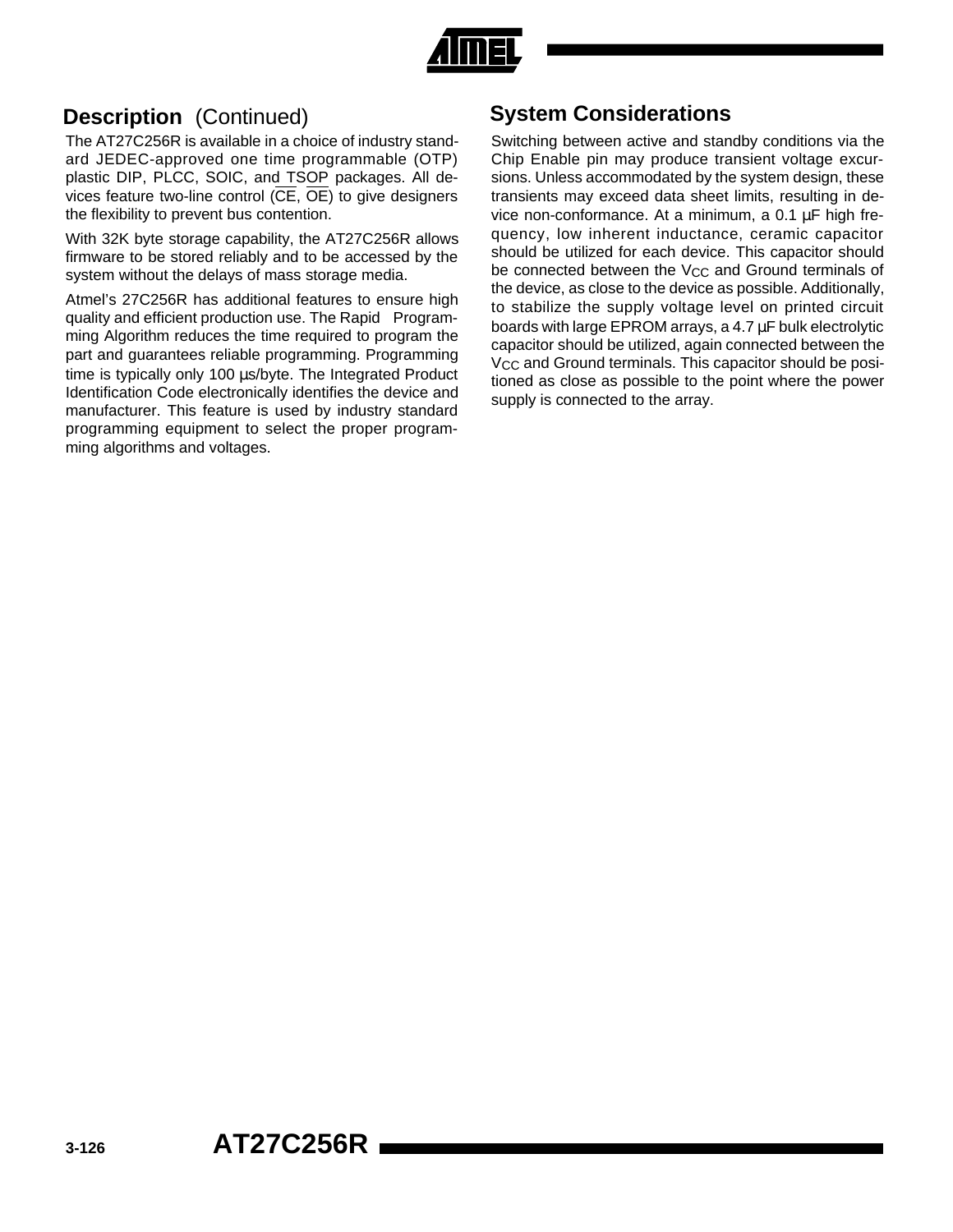## Description (Continued)

The AT27C256R is available in a choice of industry standard JEDEC-approved one time programmable (OTP) plastic DIP, PLCC, SOIC, and TSOP packages. All devices feature two-line control ($\overline{CE}$, $\overline{OE}$) to give designers the flexibility to prevent bus contention.

With 32K byte storage capability, the AT27C256R allows firmware to be stored reliably and to be accessed by the system without the delays of mass storage media.

Atmel's 27C256R has additional features to ensure high quality and efficient production use. The Rapid Programming Algorithm reduces the time required to program the part and guarantees reliable programming. Programming time is typically only 100 µs/byte. The Integrated Product Identification Code electronically identifies the device and manufacturer. This feature is used by industry standard programming equipment to select the proper programming algorithms and voltages.

## System Considerations

Switching between active and standby conditions via the Chip Enable pin may produce transient voltage excursions. Unless accommodated by the system design, these transients may exceed data sheet limits, resulting in device non-conformance. At a minimum, a 0.1 µF high frequency, low inherent inductance, ceramic capacitor should be utilized for each device. This capacitor should be connected between the $V_{CC}$ and Ground terminals of the device, as close to the device as possible. Additionally, to stabilize the supply voltage level on printed circuit boards with large EPROM arrays, a 4.7 µF bulk electrolytic capacitor should be utilized, again connected between the $V_{CC}$ and Ground terminals. This capacitor should be positioned as close as possible to the point where the power supply is connected to the array.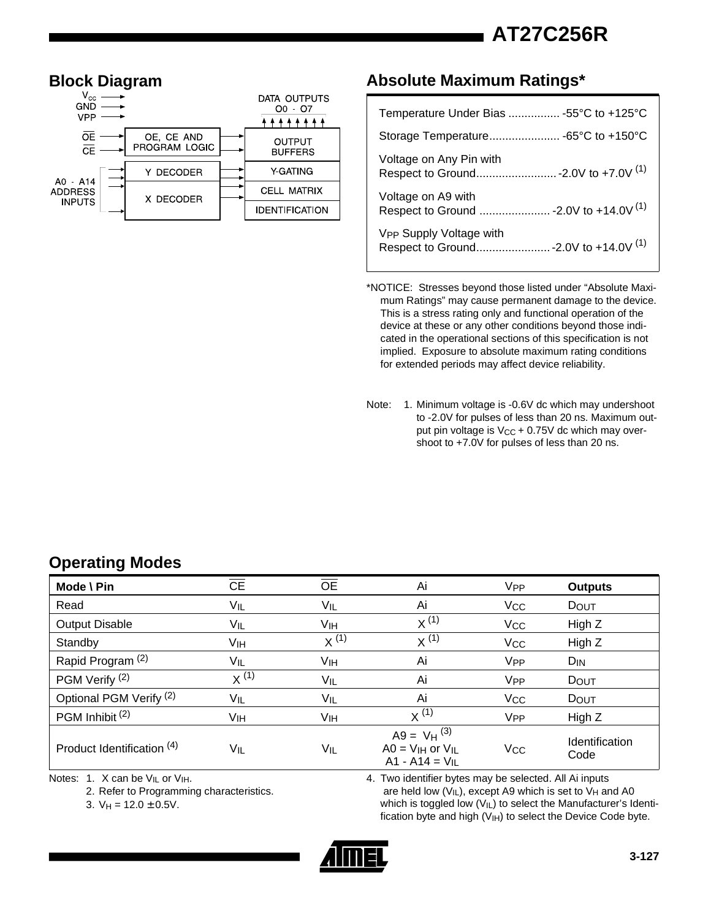## Block Diagram

$V_{CC}$
GND
VPP

$\overline{OE}$
$\overline{CE}$

A0 - A14 ADDRESS INPUTS

OE, CE AND PROGRAM LOGIC

Y DECODER

X DECODER

DATA OUTPUTS O0 - O7

OUTPUT BUFFERS

Y-GATING

CELL MATRIX

IDENTIFICATION

## Absolute Maximum Ratings*

| | |
|---|---|
| Temperature Under Bias | -55°C to +125°C |
| Storage Temperature | -65°C to +150°C |
| Voltage on Any Pin with Respect to Ground | -2.0V to +7.0V (1) |
| Voltage on A9 with Respect to Ground | -2.0V to +14.0V (1) |
| $V_{PP}$ Supply Voltage with Respect to Ground | -2.0V to +14.0V (1) |

*NOTICE: Stresses beyond those listed under "Absolute Maximum Ratings" may cause permanent damage to the device. This is a stress rating only and functional operation of the device at these or any other conditions beyond those indicated in the operational sections of this specification is not implied. Exposure to absolute maximum rating conditions for extended periods may affect device reliability.

Note: 1. Minimum voltage is -0.6V dc which may undershoot to -2.0V for pulses of less than 20 ns. Maximum output pin voltage is $V_{CC}$ + 0.75V dc which may overshoot to +7.0V for pulses of less than 20 ns.

## Operating Modes

| Mode \ Pin | $\overline{CE}$ | $\overline{OE}$ | Ai | $V_{PP}$ | **Outputs** |
|---|---|---|---|---|---|
| Read | $V_{IL}$ | $V_{IL}$ | Ai | $V_{CC}$ | $D_{OUT}$ |
| Output Disable | $V_{IL}$ | $V_{IH}$ | X (1) | $V_{CC}$ | High Z |
| Standby | $V_{IH}$ | X (1) | X (1) | $V_{CC}$ | High Z |
| Rapid Program (2) | $V_{IL}$ | $V_{IH}$ | Ai | $V_{PP}$ | $D_{IN}$ |
| PGM Verify (2) | X (1) | $V_{IL}$ | Ai | $V_{PP}$ | $D_{OUT}$ |
| Optional PGM Verify (2) | $V_{IL}$ | $V_{IL}$ | Ai | $V_{CC}$ | $D_{OUT}$ |
| PGM Inhibit (2) | $V_{IH}$ | $V_{IH}$ | X (1) | $V_{PP}$ | High Z |
| Product Identification (4) | $V_{IL}$ | $V_{IL}$ | A9 = $V_H$ (3)<br>A0 = $V_{IH}$ or $V_{IL}$<br>A1 - A14 = $V_{IL}$ | $V_{CC}$ | Identification Code |

Notes: 1. X can be $V_{IL}$ or $V_{IH}$.
2. Refer to Programming characteristics.
3. $V_H$ = 12.0 ± 0.5V.
4. Two identifier bytes may be selected. All Ai inputs are held low ($V_{IL}$), except A9 which is set to $V_H$ and A0 which is toggled low ($V_{IL}$) to select the Manufacturer's Identification byte and high ($V_{IH}$) to select the Device Code byte.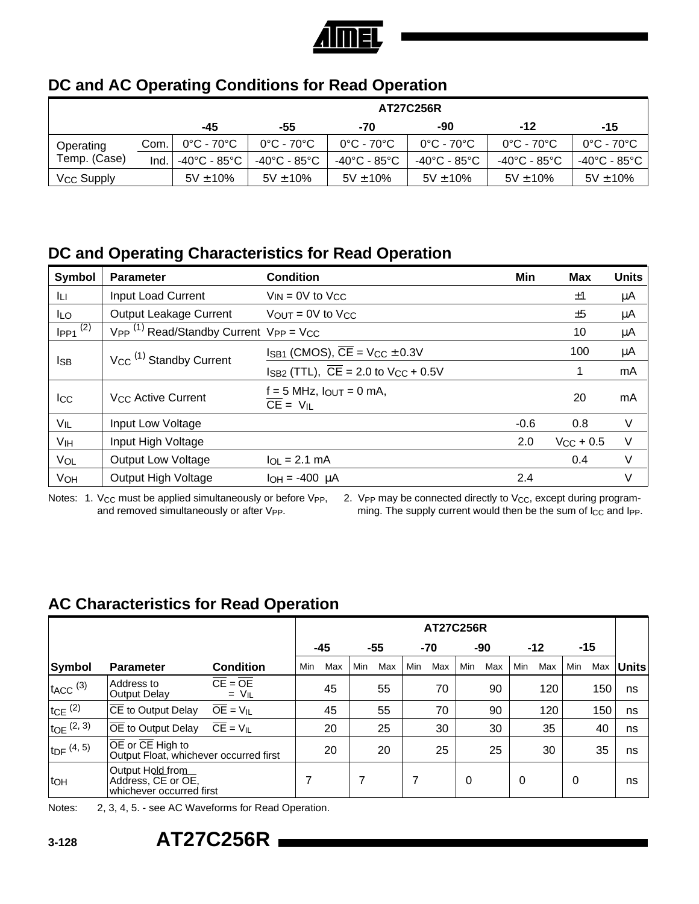## DC and AC Operating Conditions for Read Operation

| | | AT27C256R | | | | | |
|---|---|---|---|---|---|---|---|
| | | -45 | -55 | -70 | -90 | -12 | -15 |
| Operating Temp. (Case) | Com. | 0°C - 70°C | 0°C - 70°C | 0°C - 70°C | 0°C - 70°C | 0°C - 70°C | 0°C - 70°C |
| | Ind. | -40°C - 85°C | -40°C - 85°C | -40°C - 85°C | -40°C - 85°C | -40°C - 85°C | -40°C - 85°C |
| $V_{CC}$ Supply | | 5V ± 10% | 5V ± 10% | 5V ± 10% | 5V ± 10% | 5V ± 10% | 5V ± 10% |

## DC and Operating Characteristics for Read Operation

| Symbol | Parameter | Condition | Min | Max | Units |
|---|---|---|---|---|---|
| $I_{LI}$ | Input Load Current | $V_{IN}$ = 0V to $V_{CC}$ | | ±1 | µA |
| $I_{LO}$ | Output Leakage Current | $V_{OUT}$ = 0V to $V_{CC}$ | | ±5 | µA |
| $I_{PP1}$ (2) | $V_{PP}$ (1) Read/Standby Current | $V_{PP}$ = $V_{CC}$ | | 10 | µA |
| $I_{SB}$ | $V_{CC}$ (1) Standby Current | $I_{SB1}$ (CMOS), $\overline{CE}$ = $V_{CC}$ ± 0.3V | | 100 | µA |
| | | $I_{SB2}$ (TTL), $\overline{CE}$ = 2.0 to $V_{CC}$ + 0.5V | | 1 | mA |
| $I_{CC}$ | $V_{CC}$ Active Current | f = 5 MHz, $I_{OUT}$ = 0 mA, $\overline{CE}$ = $V_{IL}$ | | 20 | mA |
| $V_{IL}$ | Input Low Voltage | | -0.6 | 0.8 | V |
| $V_{IH}$ | Input High Voltage | | 2.0 | $V_{CC}$ + 0.5 | V |
| $V_{OL}$ | Output Low Voltage | $I_{OL}$ = 2.1 mA | | 0.4 | V |
| $V_{OH}$ | Output High Voltage | $I_{OH}$ = -400 µA | 2.4 | | V |

Notes: 1. $V_{CC}$ must be applied simultaneously or before $V_{PP}$, and removed simultaneously or after $V_{PP}$.

2. $V_{PP}$ may be connected directly to $V_{CC}$, except during programming. The supply current would then be the sum of $I_{CC}$ and $I_{PP}$.

## AC Characteristics for Read Operation

| | | | AT27C256R | | | | | | | | | | | | |
|---|---|---|---|---|---|---|---|---|---|---|---|---|---|---|---|
| | | | -45 | | -55 | | -70 | | -90 | | -12 | | -15 | | |
| Symbol | Parameter | Condition | Min | Max | Min | Max | Min | Max | Min | Max | Min | Max | Min | Max | Units |
| $t_{ACC}$ (3) | Address to Output Delay | $\overline{CE}$ = $\overline{OE}$ = $V_{IL}$ | | 45 | | 55 | | 70 | | 90 | | 120 | | 150 | ns |
| $t_{CE}$ (2) | $\overline{CE}$ to Output Delay | $\overline{OE}$ = $V_{IL}$ | | 45 | | 55 | | 70 | | 90 | | 120 | | 150 | ns |
| $t_{OE}$ (2, 3) | $\overline{OE}$ to Output Delay | $\overline{CE}$ = $V_{IL}$ | | 20 | | 25 | | 30 | | 30 | | 35 | | 40 | ns |
| $t_{DF}$ (4, 5) | $\overline{OE}$ or $\overline{CE}$ High to Output Float, whichever occurred first | | | 20 | | 20 | | 25 | | 25 | | 30 | | 35 | ns |
| $t_{OH}$ | Output Hold from Address, $\overline{CE}$ or $\overline{OE}$, whichever occurred first | | 7 | | 7 | | 7 | | 0 | | 0 | | 0 | | ns |

Notes: 2, 3, 4, 5. - see AC Waveforms for Read Operation.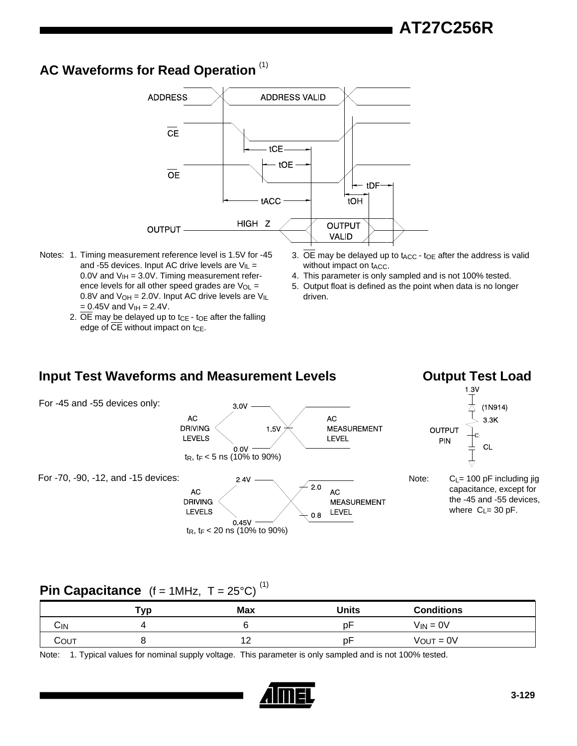## AC Waveforms for Read Operation [(1)]

ADDRESS — ADDRESS VALID

$\overline{CE}$ — tCE

$\overline{OE}$ — tOE — tDF

tACC — tOH

OUTPUT — HIGH Z — OUTPUT VALID

Notes:
1. Timing measurement reference level is 1.5V for -45 and -55 devices. Input AC drive levels are $V_{IL}$ = 0.0V and $V_{IH}$ = 3.0V. Timing measurement reference levels for all other speed grades are $V_{OL}$ = 0.8V and $V_{OH}$ = 2.0V. Input AC drive levels are $V_{IL}$ = 0.45V and $V_{IH}$ = 2.4V.
2. $\overline{OE}$ may be delayed up to $t_{CE}$ - $t_{OE}$ after the falling edge of $\overline{CE}$ without impact on $t_{CE}$.
3. $\overline{OE}$ may be delayed up to $t_{ACC}$ - $t_{OE}$ after the address is valid without impact on $t_{ACC}$.
4. This parameter is only sampled and is not 100% tested.
5. Output float is defined as the point when data is no longer driven.

## Input Test Waveforms and Measurement Levels

For -45 and -55 devices only:

AC DRIVING LEVELS: 3.0V / 0.0V — AC MEASUREMENT LEVEL: 1.5V

$t_R$, $t_F$ < 5 ns (10% to 90%)

For -70, -90, -12, and -15 devices:

AC DRIVING LEVELS: 2.4V / 0.45V — AC MEASUREMENT LEVEL: 2.0 / 0.8

$t_R$, $t_F$ < 20 ns (10% to 90%)

## Output Test Load

1.3V — (1N914) — 3.3K — OUTPUT PIN — CL

Note: $C_L$= 100 pF including jig capacitance, except for the -45 and -55 devices, where $C_L$= 30 pF.

## Pin Capacitance (f = 1MHz, T = 25°C) [(1)]

| | Typ | Max | Units | Conditions |
|---|---|---|---|---|
| $C_{IN}$ | 4 | 6 | pF | $V_{IN}$ = 0V |
| $C_{OUT}$ | 8 | 12 | pF | $V_{OUT}$ = 0V |

Note: 1. Typical values for nominal supply voltage. This parameter is only sampled and is not 100% tested.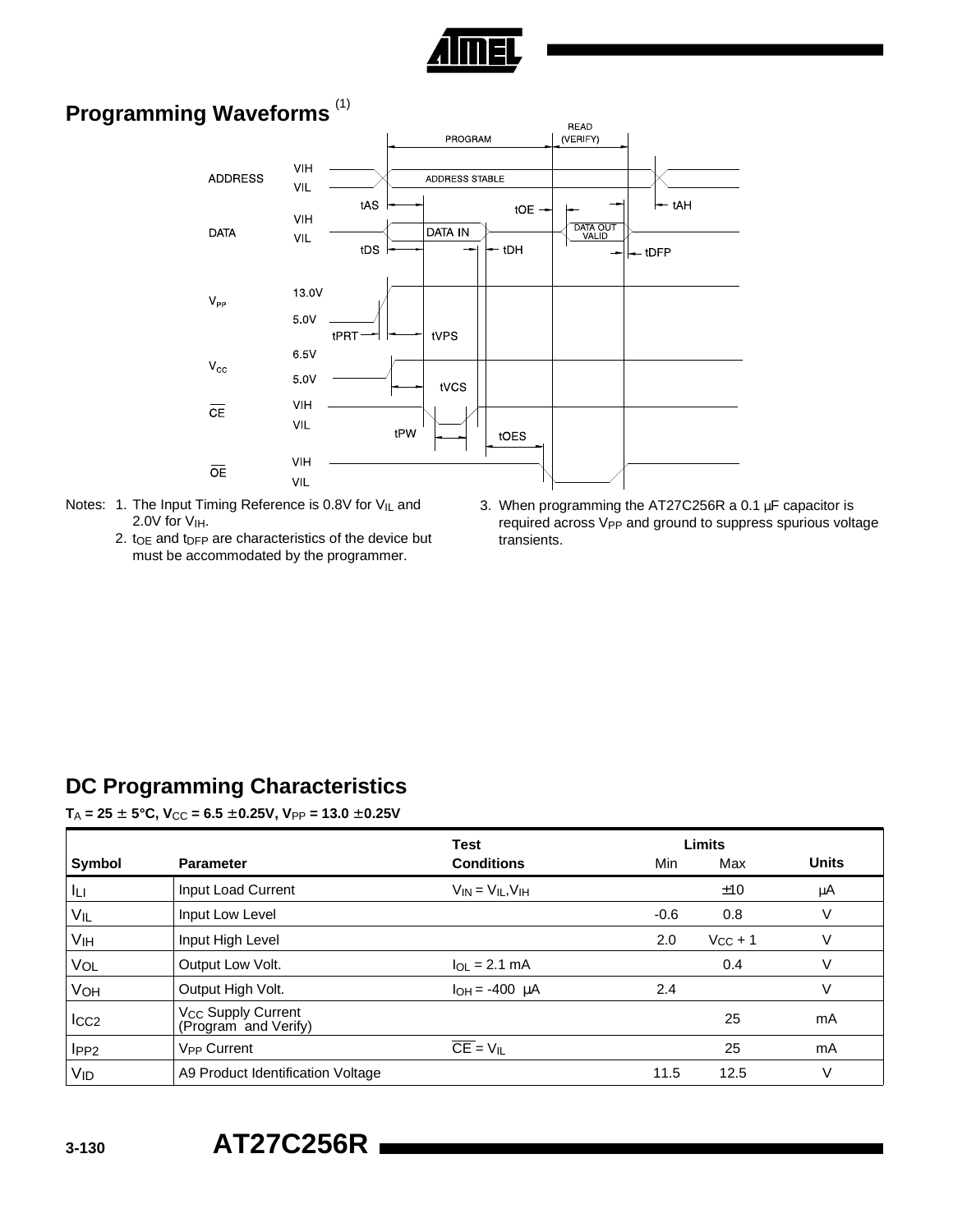## Programming Waveforms [(1)]

Notes: 1. The Input Timing Reference is 0.8V for $V_{IL}$ and 2.0V for $V_{IH}$.

2. $t_{OE}$ and $t_{DFP}$ are characteristics of the device but must be accommodated by the programmer.

3. When programming the AT27C256R a 0.1 µF capacitor is required across $V_{PP}$ and ground to suppress spurious voltage transients.

## DC Programming Characteristics

**$T_A$ = 25 ± 5°C, $V_{CC}$ = 6.5 ±0.25V, $V_{PP}$ = 13.0 ±0.25V**

| Symbol | Parameter | Test Conditions | Limits | | Units |
|---|---|---|---|---|---|
| | | | Min | Max | |
| $I_{LI}$ | Input Load Current | $V_{IN} = V_{IL}, V_{IH}$ | | ±10 | µA |
| $V_{IL}$ | Input Low Level | | -0.6 | 0.8 | V |
| $V_{IH}$ | Input High Level | | 2.0 | $V_{CC}$ + 1 | V |
| $V_{OL}$ | Output Low Volt. | $I_{OL}$ = 2.1 mA | | 0.4 | V |
| $V_{OH}$ | Output High Volt. | $I_{OH}$ = -400 µA | 2.4 | | V |
| $I_{CC2}$ | $V_{CC}$ Supply Current (Program and Verify) | | | 25 | mA |
| $I_{PP2}$ | $V_{PP}$ Current | $\overline{CE} = V_{IL}$ | | 25 | mA |
| $V_{ID}$ | A9 Product Identification Voltage | | 11.5 | 12.5 | V |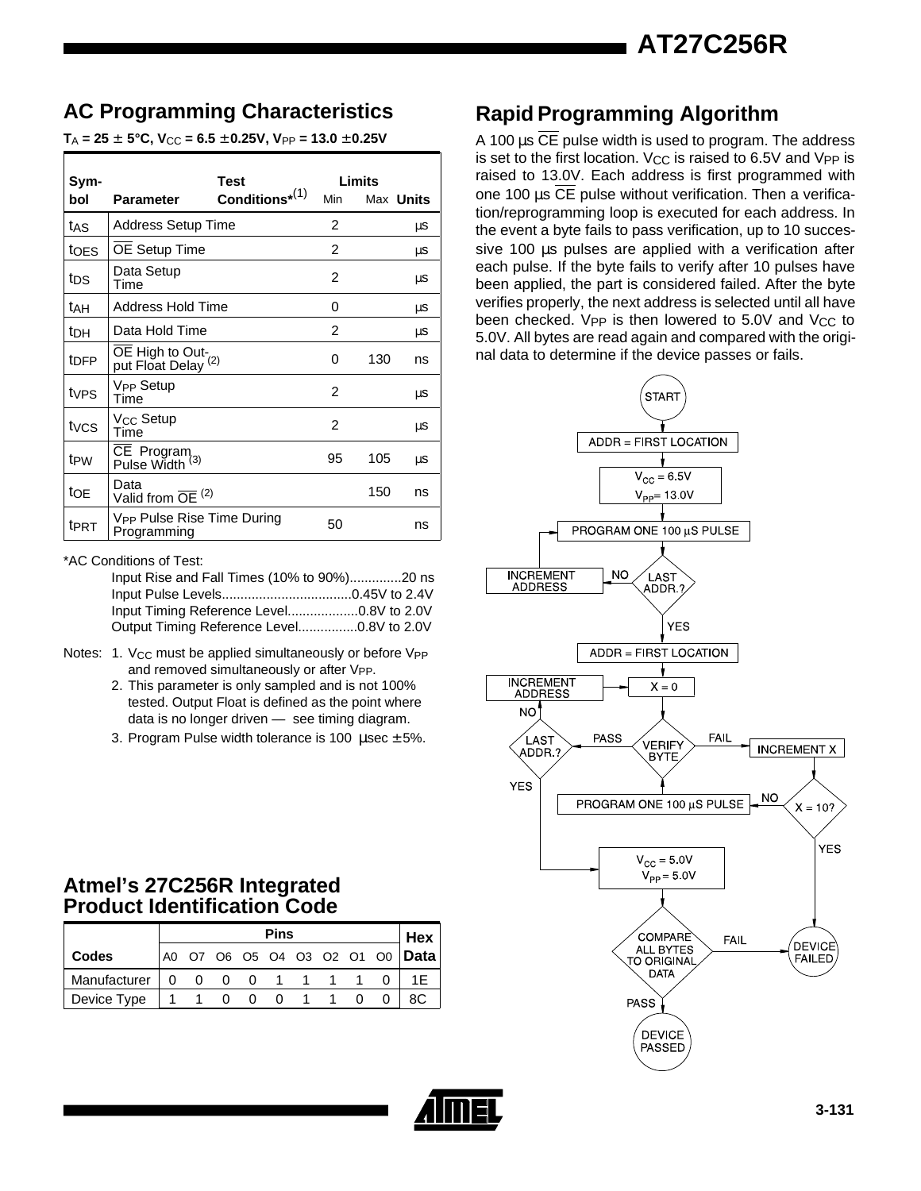## AC Programming Characteristics

$T_A = 25 \pm 5°C$, $V_{CC} = 6.5 \pm 0.25V$, $V_{PP} = 13.0 \pm 0.25V$

| Symbol | Parameter | Test Conditions*[1] | Limits Min | Limits Max | Units |
|---|---|---|---|---|---|
| $t_{AS}$ | Address Setup Time | | 2 | | µs |
| $t_{OES}$ | $\overline{OE}$ Setup Time | | 2 | | µs |
| $t_{DS}$ | Data Setup Time | | 2 | | µs |
| $t_{AH}$ | Address Hold Time | | 0 | | µs |
| $t_{DH}$ | Data Hold Time | | 2 | | µs |
| $t_{DFP}$ | $\overline{OE}$ High to Output Float Delay [2] | | 0 | 130 | ns |
| $t_{VPS}$ | $V_{PP}$ Setup Time | | 2 | | µs |
| $t_{VCS}$ | $V_{CC}$ Setup Time | | 2 | | µs |
| $t_{PW}$ | $\overline{CE}$ Program Pulse Width [3] | | 95 | 105 | µs |
| $t_{OE}$ | Data Valid from $\overline{OE}$ [2] | | | 150 | ns |
| $t_{PRT}$ | $V_{PP}$ Pulse Rise Time During Programming | | 50 | | ns |

*AC Conditions of Test:

- Input Rise and Fall Times (10% to 90%)..............20 ns
- Input Pulse Levels...................................0.45V to 2.4V
- Input Timing Reference Level...................0.8V to 2.0V
- Output Timing Reference Level................0.8V to 2.0V

Notes:
1. $V_{CC}$ must be applied simultaneously or before $V_{PP}$ and removed simultaneously or after $V_{PP}$.
2. This parameter is only sampled and is not 100% tested. Output Float is defined as the point where data is no longer driven — see timing diagram.
3. Program Pulse width tolerance is 100 µsec ± 5%.

## Atmel's 27C256R Integrated Product Identification Code

| Codes | A0 | O7 | O6 | O5 | O4 | O3 | O2 | O1 | O0 | Hex Data |
|---|---|---|---|---|---|---|---|---|---|---|
| Manufacturer | 0 | 0 | 0 | 0 | 1 | 1 | 1 | 1 | 0 | 1E |
| Device Type | 1 | 1 | 0 | 0 | 0 | 1 | 1 | 0 | 0 | 8C |

## Rapid Programming Algorithm

A 100 µs $\overline{CE}$ pulse width is used to program. The address is set to the first location. $V_{CC}$ is raised to 6.5V and $V_{PP}$ is raised to 13.0V. Each address is first programmed with one 100 µs $\overline{CE}$ pulse without verification. Then a verification/reprogramming loop is executed for each address. In the event a byte fails to pass verification, up to 10 successive 100 µs pulses are applied with a verification after each pulse. If the byte fails to verify after 10 pulses have been applied, the part is considered failed. After the byte verifies properly, the next address is selected until all have been checked. $V_{PP}$ is then lowered to 5.0V and $V_{CC}$ to 5.0V. All bytes are read again and compared with the original data to determine if the device passes or fails.

START → ADDR = FIRST LOCATION → $V_{CC}$ = 6.5V, $V_{PP}$ = 13.0V → PROGRAM ONE 100 µS PULSE → LAST ADDR.? (NO: INCREMENT ADDRESS, back to PROGRAM ONE 100 µS PULSE; YES: continue) → ADDR = FIRST LOCATION → X = 0 → VERIFY BYTE (FAIL: INCREMENT X → X = 10? (NO: PROGRAM ONE 100 µS PULSE, back to VERIFY BYTE; YES: DEVICE FAILED); PASS: LAST ADDR.? (NO: INCREMENT ADDRESS, back to X = 0; YES: continue)) → $V_{CC}$ = 5.0V, $V_{PP}$ = 5.0V → COMPARE ALL BYTES TO ORIGINAL DATA (FAIL: DEVICE FAILED; PASS: DEVICE PASSED)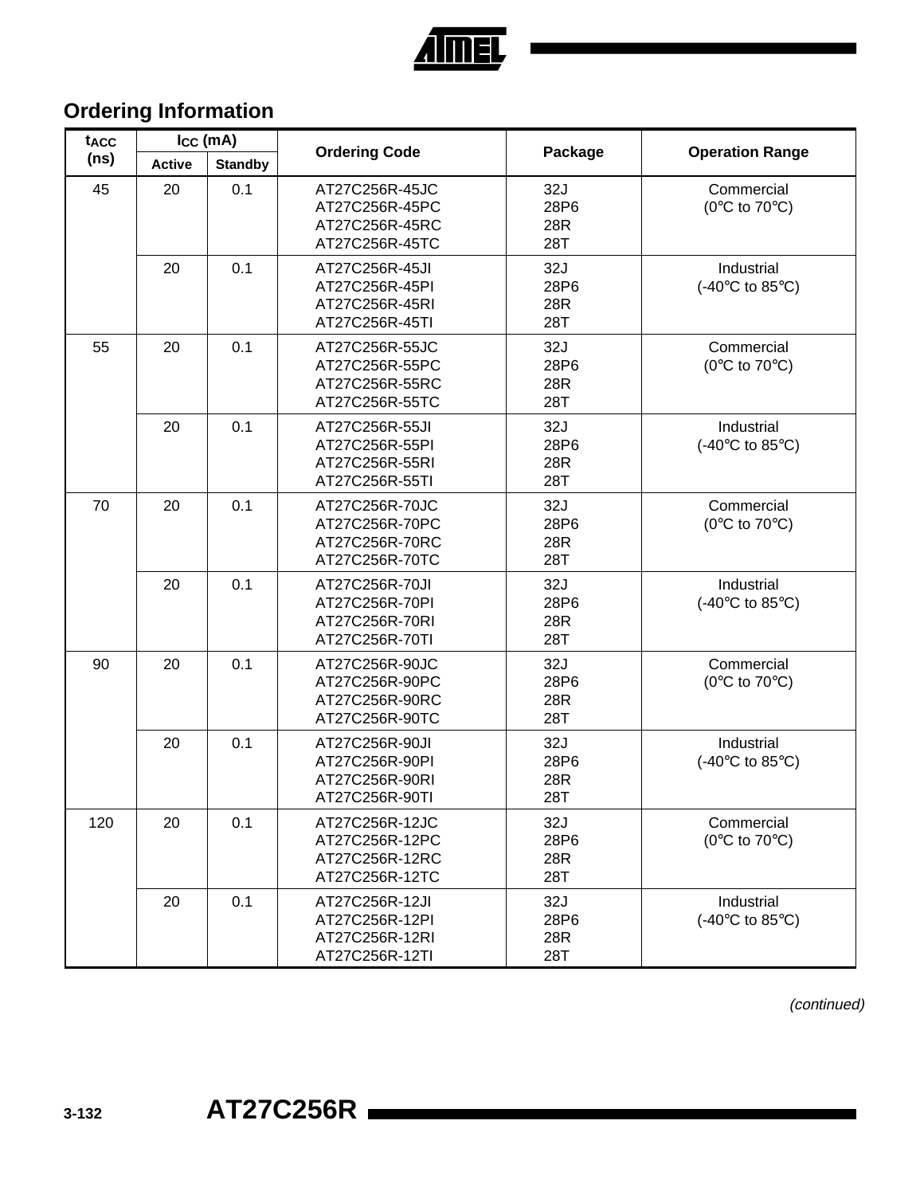## Ordering Information

| $t_{ACC}$ (ns) | $I_{CC}$ (mA) | | Ordering Code | Package | Operation Range |
|---|---|---|---|---|---|
| | Active | Standby | | | |
| 45 | 20 | 0.1 | AT27C256R-45JC<br>AT27C256R-45PC<br>AT27C256R-45RC<br>AT27C256R-45TC | 32J<br>28P6<br>28R<br>28T | Commercial<br>(0°C to 70°C) |
| | 20 | 0.1 | AT27C256R-45JI<br>AT27C256R-45PI<br>AT27C256R-45RI<br>AT27C256R-45TI | 32J<br>28P6<br>28R<br>28T | Industrial<br>(-40°C to 85°C) |
| 55 | 20 | 0.1 | AT27C256R-55JC<br>AT27C256R-55PC<br>AT27C256R-55RC<br>AT27C256R-55TC | 32J<br>28P6<br>28R<br>28T | Commercial<br>(0°C to 70°C) |
| | 20 | 0.1 | AT27C256R-55JI<br>AT27C256R-55PI<br>AT27C256R-55RI<br>AT27C256R-55TI | 32J<br>28P6<br>28R<br>28T | Industrial<br>(-40°C to 85°C) |
| 70 | 20 | 0.1 | AT27C256R-70JC<br>AT27C256R-70PC<br>AT27C256R-70RC<br>AT27C256R-70TC | 32J<br>28P6<br>28R<br>28T | Commercial<br>(0°C to 70°C) |
| | 20 | 0.1 | AT27C256R-70JI<br>AT27C256R-70PI<br>AT27C256R-70RI<br>AT27C256R-70TI | 32J<br>28P6<br>28R<br>28T | Industrial<br>(-40°C to 85°C) |
| 90 | 20 | 0.1 | AT27C256R-90JC<br>AT27C256R-90PC<br>AT27C256R-90RC<br>AT27C256R-90TC | 32J<br>28P6<br>28R<br>28T | Commercial<br>(0°C to 70°C) |
| | 20 | 0.1 | AT27C256R-90JI<br>AT27C256R-90PI<br>AT27C256R-90RI<br>AT27C256R-90TI | 32J<br>28P6<br>28R<br>28T | Industrial<br>(-40°C to 85°C) |
| 120 | 20 | 0.1 | AT27C256R-12JC<br>AT27C256R-12PC<br>AT27C256R-12RC<br>AT27C256R-12TC | 32J<br>28P6<br>28R<br>28T | Commercial<br>(0°C to 70°C) |
| | 20 | 0.1 | AT27C256R-12JI<br>AT27C256R-12PI<br>AT27C256R-12RI<br>AT27C256R-12TI | 32J<br>28P6<br>28R<br>28T | Industrial<br>(-40°C to 85°C) |

*(continued)*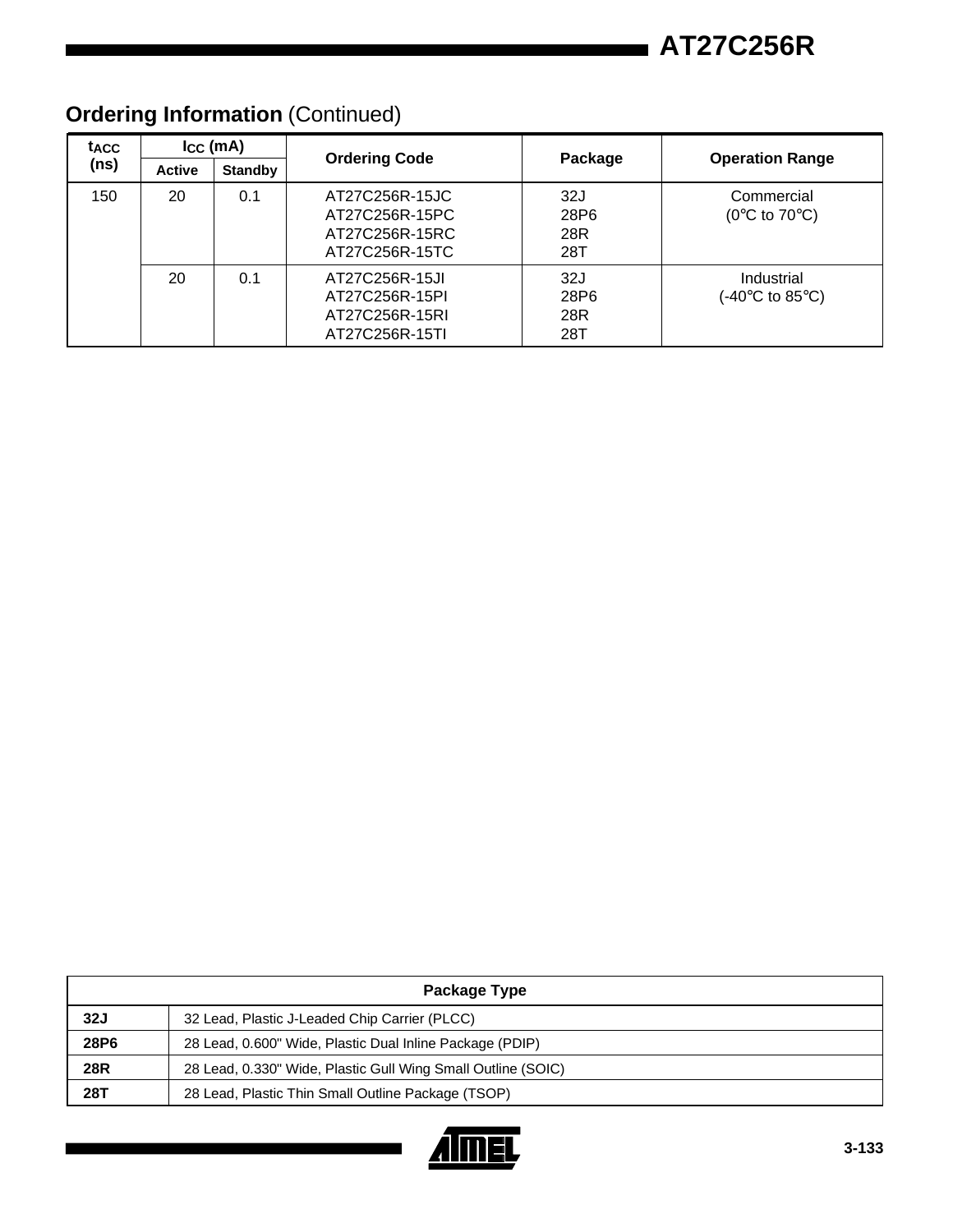## Ordering Information (Continued)

| $t_{ACC}$ (ns) | $I_{CC}$ (mA) | | Ordering Code | Package | Operation Range |
|---|---|---|---|---|---|
| | Active | Standby | | | |
| 150 | 20 | 0.1 | AT27C256R-15JC<br>AT27C256R-15PC<br>AT27C256R-15RC<br>AT27C256R-15TC | 32J<br>28P6<br>28R<br>28T | Commercial<br>(0°C to 70°C) |
| | 20 | 0.1 | AT27C256R-15JI<br>AT27C256R-15PI<br>AT27C256R-15RI<br>AT27C256R-15TI | 32J<br>28P6<br>28R<br>28T | Industrial<br>(-40°C to 85°C) |

| Package Type | |
|---|---|
| **32J** | 32 Lead, Plastic J-Leaded Chip Carrier (PLCC) |
| **28P6** | 28 Lead, 0.600" Wide, Plastic Dual Inline Package (PDIP) |
| **28R** | 28 Lead, 0.330" Wide, Plastic Gull Wing Small Outline (SOIC) |
| **28T** | 28 Lead, Plastic Thin Small Outline Package (TSOP) |